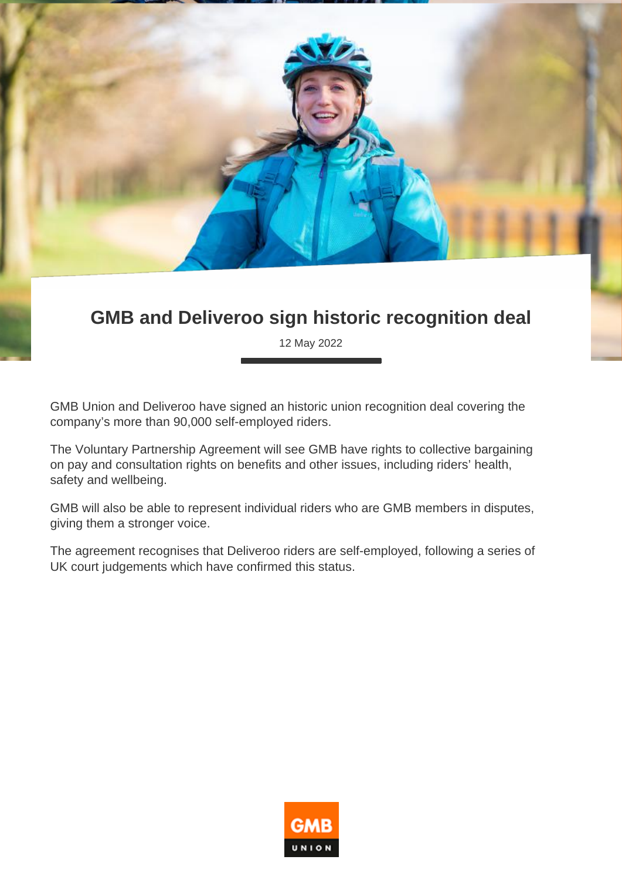# GMB and Deliveroo sign historic recognition deal

12 May 2022

GMB Union and Deliveroo have signed an historic union recognition deal covering the company's more than 90,000 self-employed riders.

The Voluntary Partnership Agreement will see GMB have rights to collective bargaining on pay and consultation rights on benefits and other issues, including riders' health, safety and wellbeing.

GMB will also be able to represent individual riders who are GMB members in disputes, giving them a stronger voice.

The agreement recognises that Deliveroo riders are self-employed, following a series of UK court judgements which have confirmed this status.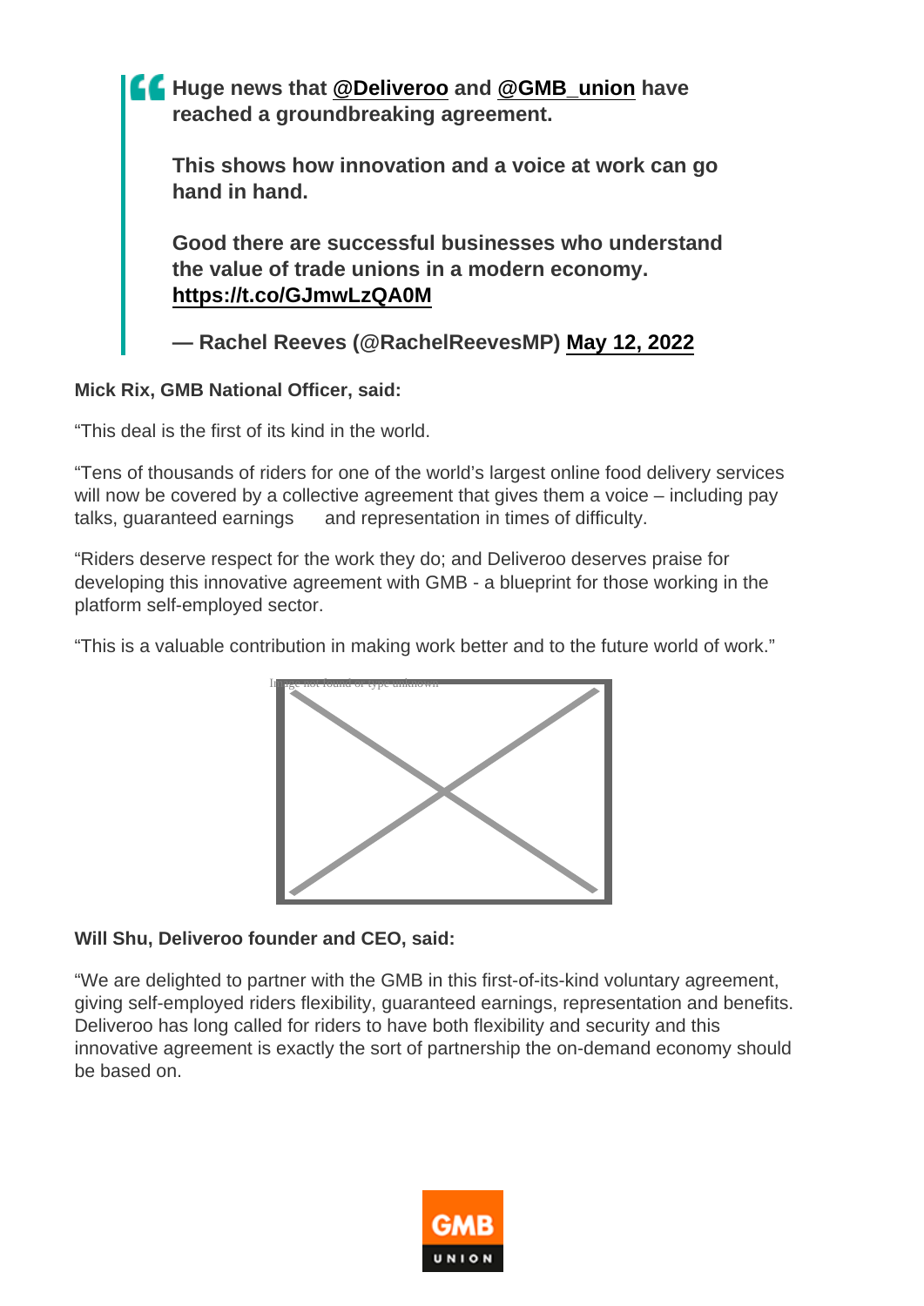> **Huge news that @Deliveroo and @GMB_union have reached a groundbreaking agreement.**
>
> **This shows how innovation and a voice at work can go hand in hand.**
>
> **Good there are successful businesses who understand the value of trade unions in a modern economy. https://t.co/GJmwLzQA0M**
>
> **— Rachel Reeves (@RachelReevesMP) May 12, 2022**

**Mick Rix, GMB National Officer, said:**

"This deal is the first of its kind in the world.

"Tens of thousands of riders for one of the world's largest online food delivery services will now be covered by a collective agreement that gives them a voice – including pay talks, guaranteed earnings and representation in times of difficulty.

"Riders deserve respect for the work they do; and Deliveroo deserves praise for developing this innovative agreement with GMB - a blueprint for those working in the platform self-employed sector.

"This is a valuable contribution in making work better and to the future world of work."

**Will Shu, Deliveroo founder and CEO, said:**

"We are delighted to partner with the GMB in this first-of-its-kind voluntary agreement, giving self-employed riders flexibility, guaranteed earnings, representation and benefits. Deliveroo has long called for riders to have both flexibility and security and this innovative agreement is exactly the sort of partnership the on-demand economy should be based on.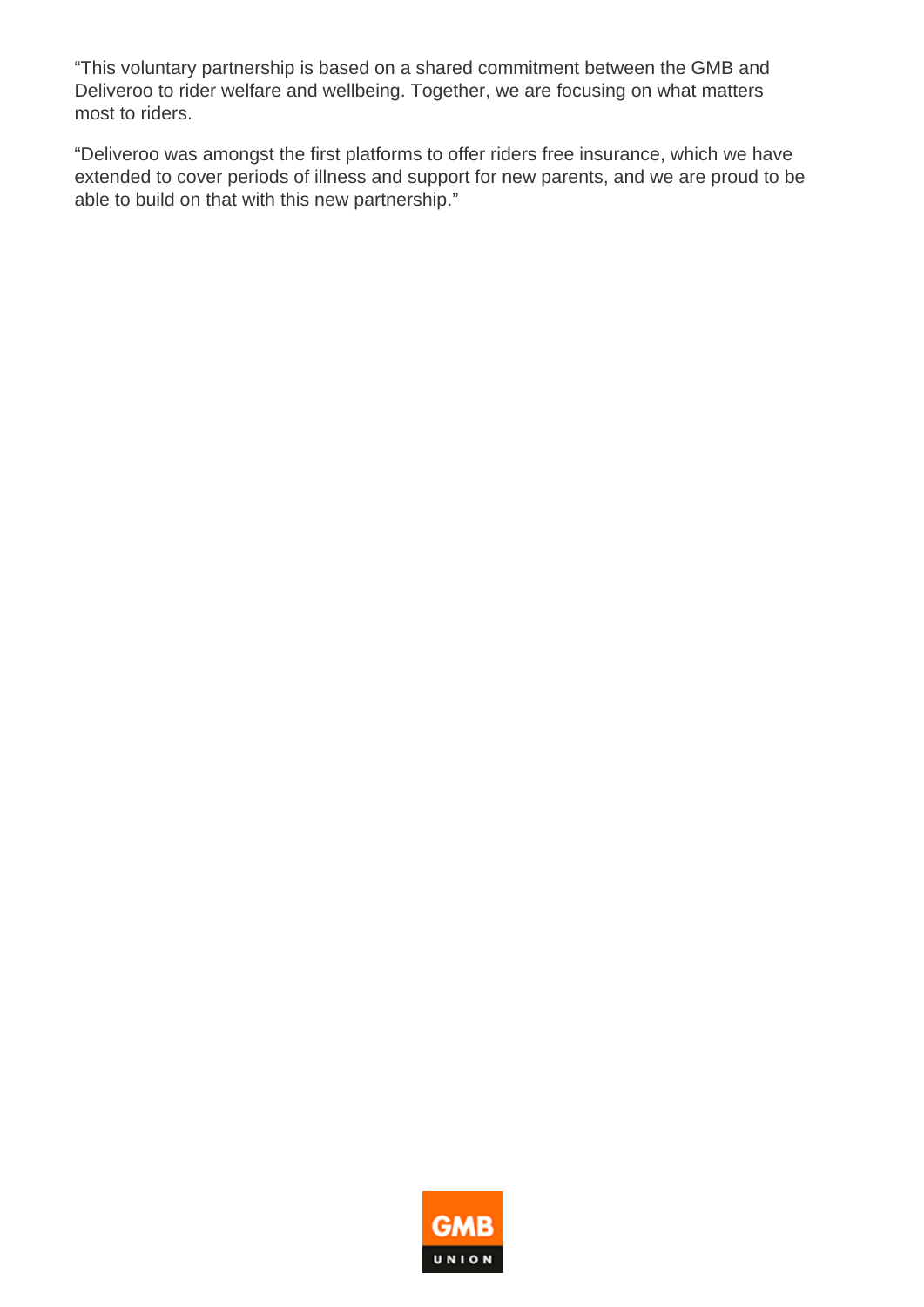"This voluntary partnership is based on a shared commitment between the GMB and Deliveroo to rider welfare and wellbeing. Together, we are focusing on what matters most to riders.

"Deliveroo was amongst the first platforms to offer riders free insurance, which we have extended to cover periods of illness and support for new parents, and we are proud to be able to build on that with this new partnership."